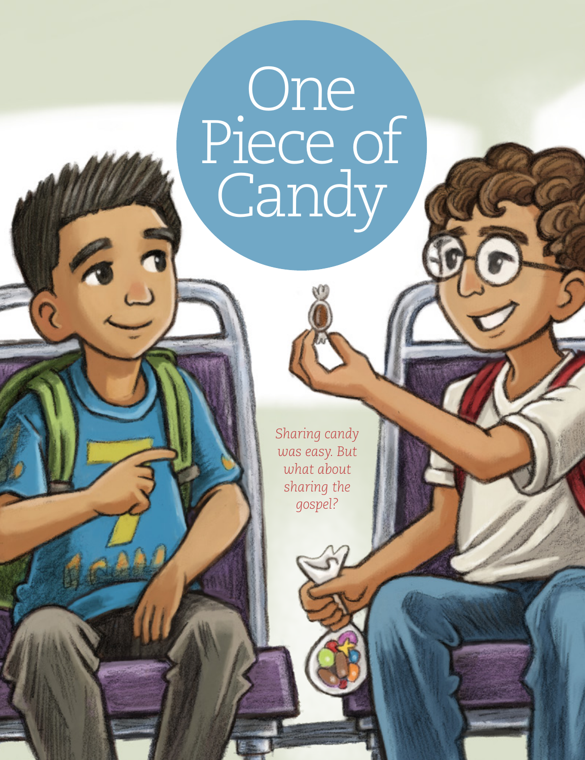# One Piece of Candy

*Sharing candy was easy. But what about sharing the gospel?*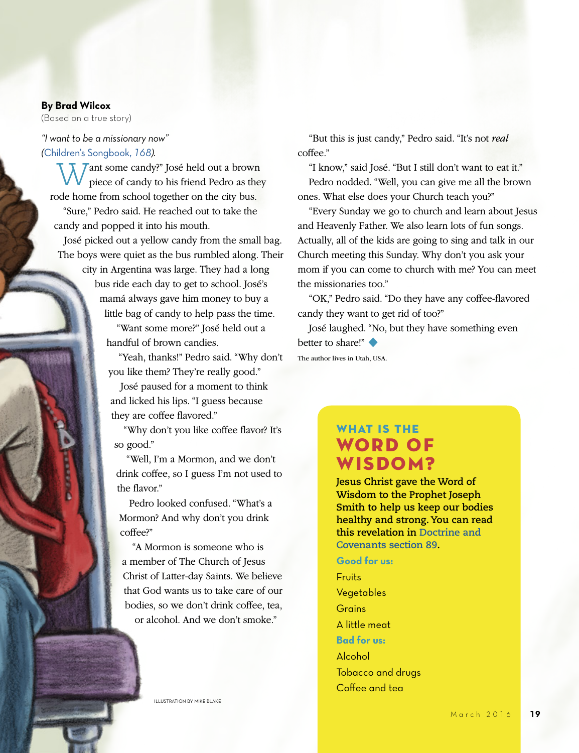**By Brad Wilcox**
(Based on a true story)

*"I want to be a missionary now"*
*(Children's Songbook, 168).*

"Want some candy?" José held out a brown piece of candy to his friend Pedro as they rode home from school together on the city bus.

"Sure," Pedro said. He reached out to take the candy and popped it into his mouth.

José picked out a yellow candy from the small bag. The boys were quiet as the bus rumbled along. Their city in Argentina was large. They had a long bus ride each day to get to school. José's mamá always gave him money to buy a little bag of candy to help pass the time.

"Want some more?" José held out a handful of brown candies.

"Yeah, thanks!" Pedro said. "Why don't you like them? They're really good."

José paused for a moment to think and licked his lips. "I guess because they are coffee flavored."

"Why don't you like coffee flavor? It's so good."

"Well, I'm a Mormon, and we don't drink coffee, so I guess I'm not used to the flavor."

Pedro looked confused. "What's a Mormon? And why don't you drink coffee?"

"A Mormon is someone who is a member of The Church of Jesus Christ of Latter-day Saints. We believe that God wants us to take care of our bodies, so we don't drink coffee, tea, or alcohol. And we don't smoke."

"But this is just candy," Pedro said. "It's not *real* coffee."

"I know," said José. "But I still don't want to eat it."

Pedro nodded. "Well, you can give me all the brown ones. What else does your Church teach you?"

"Every Sunday we go to church and learn about Jesus and Heavenly Father. We also learn lots of fun songs. Actually, all of the kids are going to sing and talk in our Church meeting this Sunday. Why don't you ask your mom if you can come to church with me? You can meet the missionaries too."

"OK," Pedro said. "Do they have any coffee-flavored candy they want to get rid of too?"

José laughed. "No, but they have something even better to share!" ◆

The author lives in Utah, USA.

ILLUSTRATION BY MIKE BLAKE

## WHAT IS THE WORD OF WISDOM?

**Jesus Christ gave the Word of Wisdom to the Prophet Joseph Smith to help us keep our bodies healthy and strong. You can read this revelation in Doctrine and Covenants section 89.**

**Good for us:**

Fruits
Vegetables
Grains
A little meat

**Bad for us:**

Alcohol
Tobacco and drugs
Coffee and tea